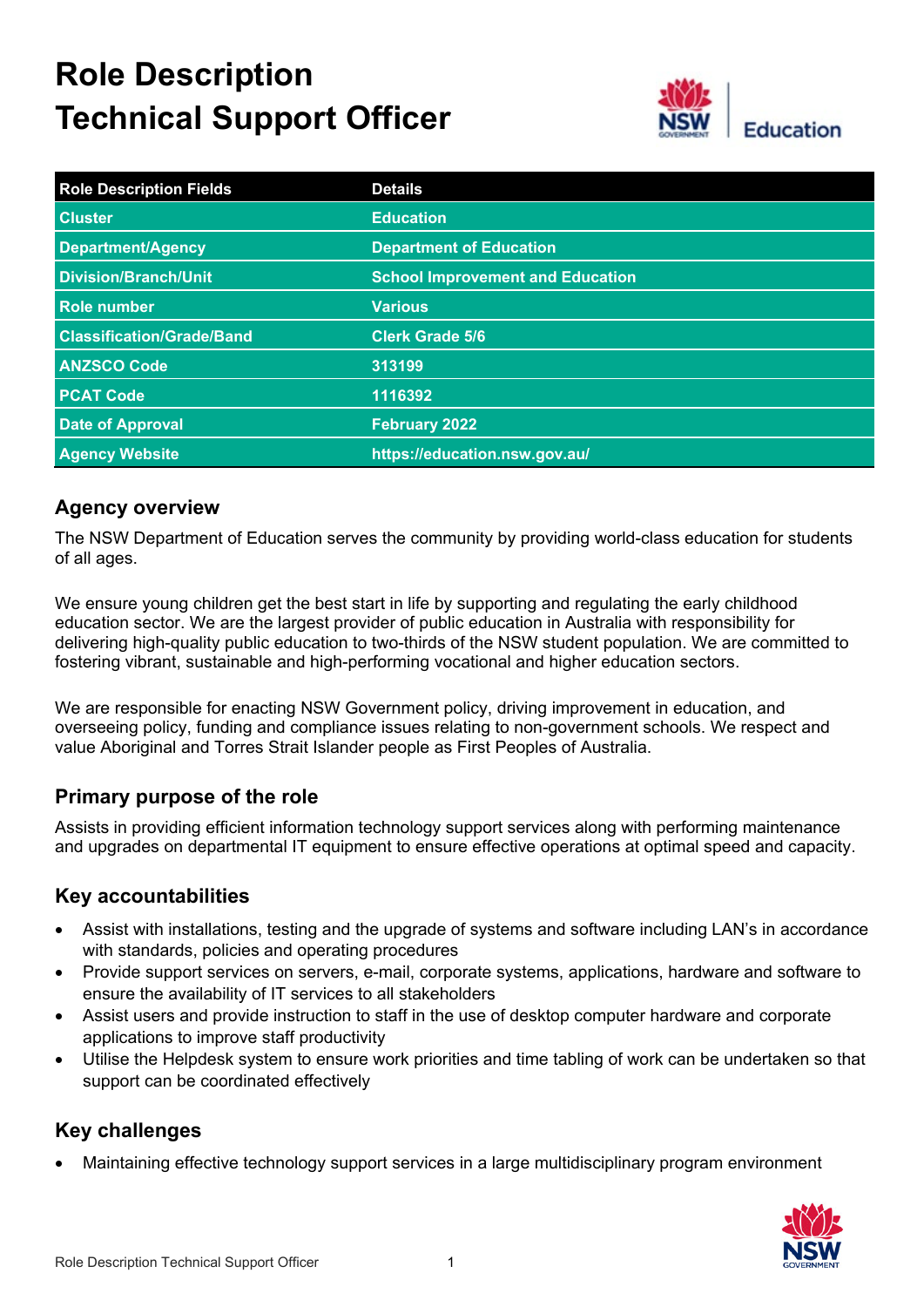# Role Description
# Technical Support Officer

| Role Description Fields | Details |
| --- | --- |
| Cluster | Education |
| Department/Agency | Department of Education |
| Division/Branch/Unit | School Improvement and Education |
| Role number | Various |
| Classification/Grade/Band | Clerk Grade 5/6 |
| ANZSCO Code | 313199 |
| PCAT Code | 1116392 |
| Date of Approval | February 2022 |
| Agency Website | https://education.nsw.gov.au/ |

## Agency overview

The NSW Department of Education serves the community by providing world-class education for students of all ages.

We ensure young children get the best start in life by supporting and regulating the early childhood education sector. We are the largest provider of public education in Australia with responsibility for delivering high-quality public education to two-thirds of the NSW student population. We are committed to fostering vibrant, sustainable and high-performing vocational and higher education sectors.

We are responsible for enacting NSW Government policy, driving improvement in education, and overseeing policy, funding and compliance issues relating to non-government schools. We respect and value Aboriginal and Torres Strait Islander people as First Peoples of Australia.

## Primary purpose of the role

Assists in providing efficient information technology support services along with performing maintenance and upgrades on departmental IT equipment to ensure effective operations at optimal speed and capacity.

## Key accountabilities

- Assist with installations, testing and the upgrade of systems and software including LAN's in accordance with standards, policies and operating procedures
- Provide support services on servers, e-mail, corporate systems, applications, hardware and software to ensure the availability of IT services to all stakeholders
- Assist users and provide instruction to staff in the use of desktop computer hardware and corporate applications to improve staff productivity
- Utilise the Helpdesk system to ensure work priorities and time tabling of work can be undertaken so that support can be coordinated effectively

## Key challenges

- Maintaining effective technology support services in a large multidisciplinary program environment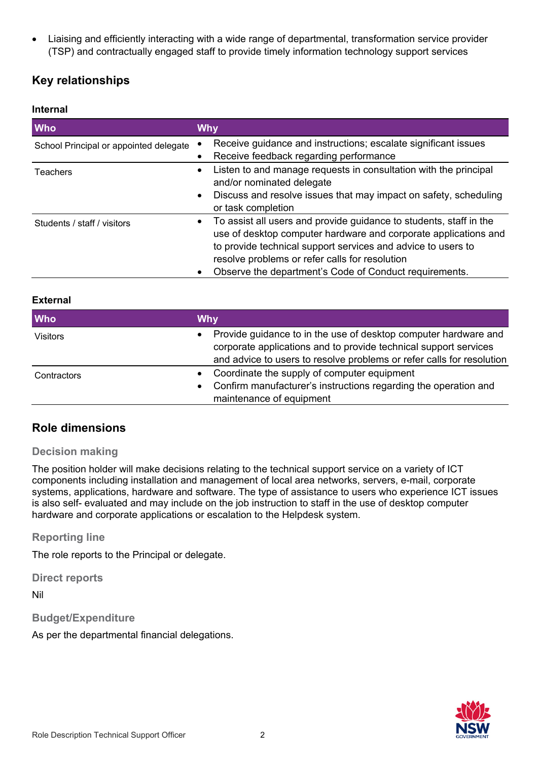- Liaising and efficiently interacting with a wide range of departmental, transformation service provider (TSP) and contractually engaged staff to provide timely information technology support services

## Key relationships

**Internal**

| Who | Why |
|---|---|
| School Principal or appointed delegate | • Receive guidance and instructions; escalate significant issues<br>• Receive feedback regarding performance |
| Teachers | • Listen to and manage requests in consultation with the principal and/or nominated delegate<br>• Discuss and resolve issues that may impact on safety, scheduling or task completion |
| Students / staff / visitors | • To assist all users and provide guidance to students, staff in the use of desktop computer hardware and corporate applications and to provide technical support services and advice to users to resolve problems or refer calls for resolution<br>• Observe the department's Code of Conduct requirements. |

**External**

| Who | Why |
|---|---|
| Visitors | • Provide guidance to in the use of desktop computer hardware and corporate applications and to provide technical support services and advice to users to resolve problems or refer calls for resolution |
| Contractors | • Coordinate the supply of computer equipment<br>• Confirm manufacturer's instructions regarding the operation and maintenance of equipment |

## Role dimensions

### Decision making

The position holder will make decisions relating to the technical support service on a variety of ICT components including installation and management of local area networks, servers, e-mail, corporate systems, applications, hardware and software. The type of assistance to users who experience ICT issues is also self- evaluated and may include on the job instruction to staff in the use of desktop computer hardware and corporate applications or escalation to the Helpdesk system.

### Reporting line

The role reports to the Principal or delegate.

### Direct reports

Nil

### Budget/Expenditure

As per the departmental financial delegations.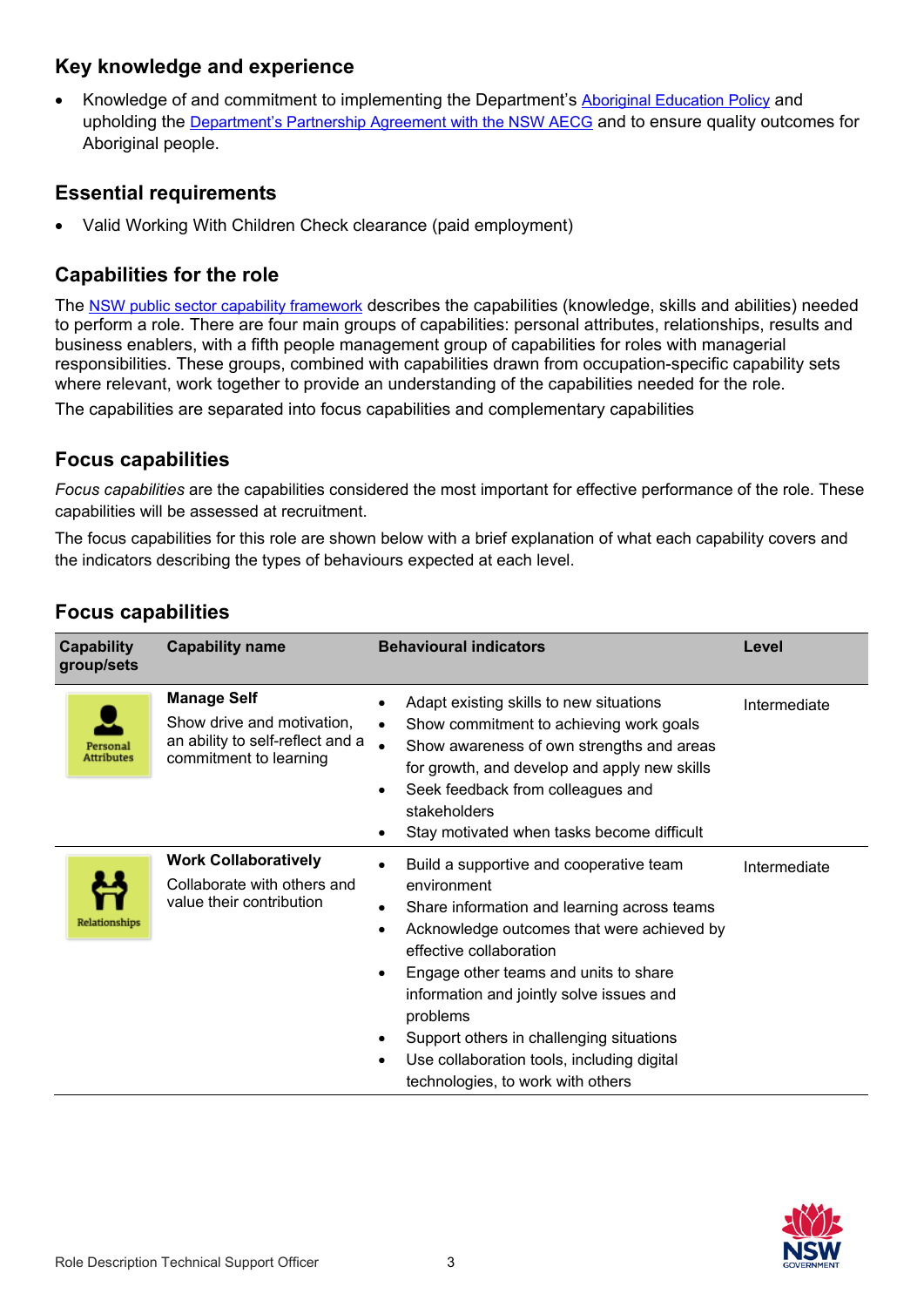## Key knowledge and experience

- Knowledge of and commitment to implementing the Department's Aboriginal Education Policy and upholding the Department's Partnership Agreement with the NSW AECG and to ensure quality outcomes for Aboriginal people.

## Essential requirements

- Valid Working With Children Check clearance (paid employment)

## Capabilities for the role

The NSW public sector capability framework describes the capabilities (knowledge, skills and abilities) needed to perform a role. There are four main groups of capabilities: personal attributes, relationships, results and business enablers, with a fifth people management group of capabilities for roles with managerial responsibilities. These groups, combined with capabilities drawn from occupation-specific capability sets where relevant, work together to provide an understanding of the capabilities needed for the role.

The capabilities are separated into focus capabilities and complementary capabilities

## Focus capabilities

*Focus capabilities* are the capabilities considered the most important for effective performance of the role. These capabilities will be assessed at recruitment.

The focus capabilities for this role are shown below with a brief explanation of what each capability covers and the indicators describing the types of behaviours expected at each level.

## Focus capabilities

| Capability group/sets | Capability name | Behavioural indicators | Level |
| --- | --- | --- | --- |
| Personal Attributes | **Manage Self**<br>Show drive and motivation, an ability to self-reflect and a commitment to learning | • Adapt existing skills to new situations<br>• Show commitment to achieving work goals<br>• Show awareness of own strengths and areas for growth, and develop and apply new skills<br>• Seek feedback from colleagues and stakeholders<br>• Stay motivated when tasks become difficult | Intermediate |
| Relationships | **Work Collaboratively**<br>Collaborate with others and value their contribution | • Build a supportive and cooperative team environment<br>• Share information and learning across teams<br>• Acknowledge outcomes that were achieved by effective collaboration<br>• Engage other teams and units to share information and jointly solve issues and problems<br>• Support others in challenging situations<br>• Use collaboration tools, including digital technologies, to work with others | Intermediate |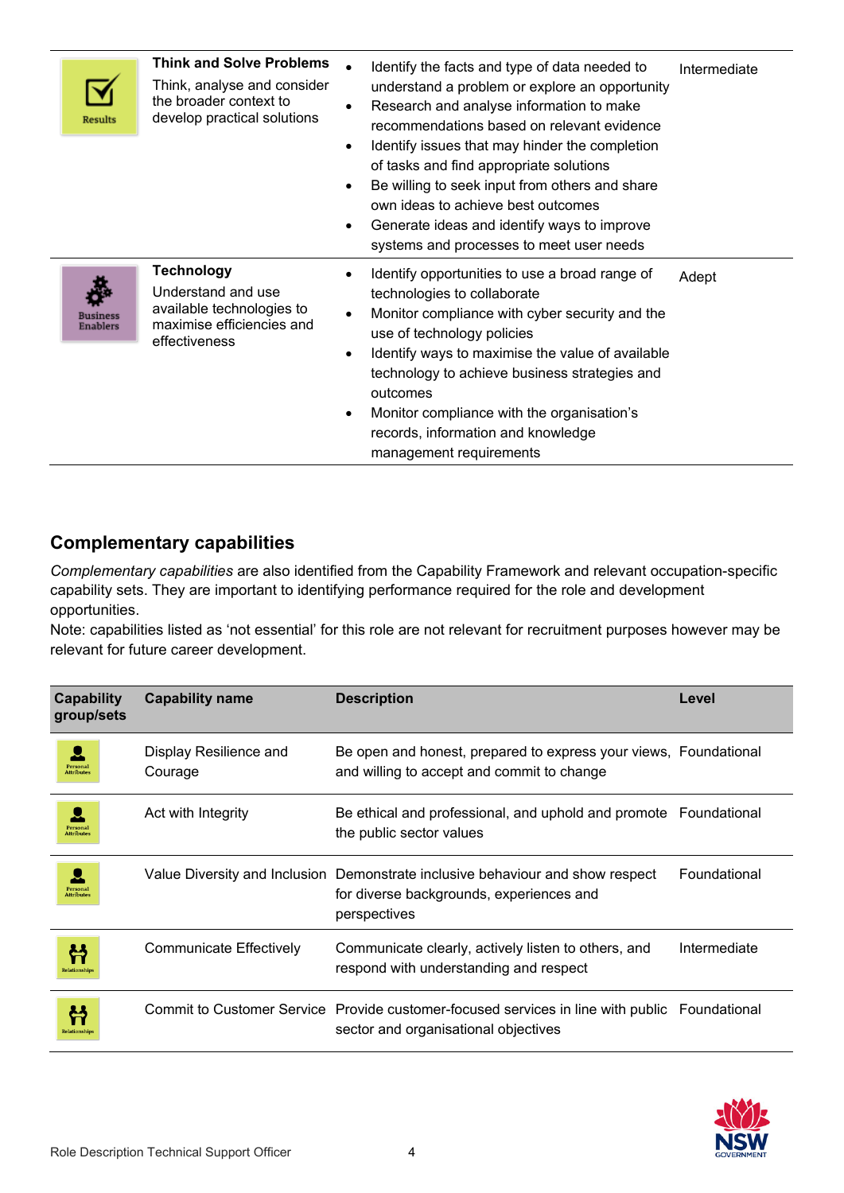| | | | |
|---|---|---|---|
| Results | **Think and Solve Problems**<br>Think, analyse and consider the broader context to develop practical solutions | • Identify the facts and type of data needed to understand a problem or explore an opportunity<br>• Research and analyse information to make recommendations based on relevant evidence<br>• Identify issues that may hinder the completion of tasks and find appropriate solutions<br>• Be willing to seek input from others and share own ideas to achieve best outcomes<br>• Generate ideas and identify ways to improve systems and processes to meet user needs | Intermediate |
| Business Enablers | **Technology**<br>Understand and use available technologies to maximise efficiencies and effectiveness | • Identify opportunities to use a broad range of technologies to collaborate<br>• Monitor compliance with cyber security and the use of technology policies<br>• Identify ways to maximise the value of available technology to achieve business strategies and outcomes<br>• Monitor compliance with the organisation's records, information and knowledge management requirements | Adept |

## Complementary capabilities

*Complementary capabilities* are also identified from the Capability Framework and relevant occupation-specific capability sets. They are important to identifying performance required for the role and development opportunities.
Note: capabilities listed as 'not essential' for this role are not relevant for recruitment purposes however may be relevant for future career development.

| Capability group/sets | Capability name | Description | Level |
|---|---|---|---|
| Personal Attributes | Display Resilience and Courage | Be open and honest, prepared to express your views, and willing to accept and commit to change | Foundational |
| Personal Attributes | Act with Integrity | Be ethical and professional, and uphold and promote the public sector values | Foundational |
| Personal Attributes | Value Diversity and Inclusion | Demonstrate inclusive behaviour and show respect for diverse backgrounds, experiences and perspectives | Foundational |
| Relationships | Communicate Effectively | Communicate clearly, actively listen to others, and respond with understanding and respect | Intermediate |
| Relationships | Commit to Customer Service | Provide customer-focused services in line with public sector and organisational objectives | Foundational |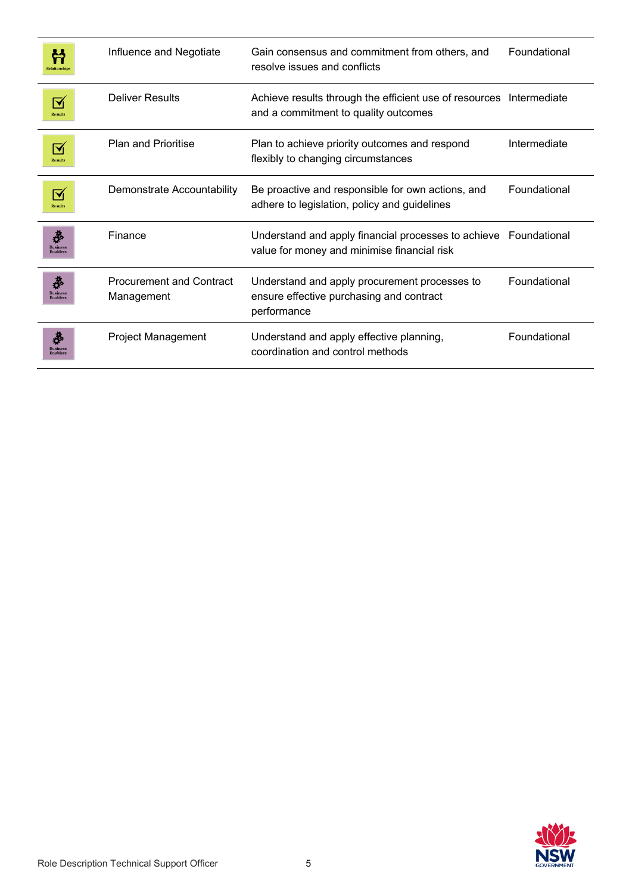| | | | |
|---|---|---|---|
| Relationships | Influence and Negotiate | Gain consensus and commitment from others, and resolve issues and conflicts | Foundational |
| Results | Deliver Results | Achieve results through the efficient use of resources and a commitment to quality outcomes | Intermediate |
| Results | Plan and Prioritise | Plan to achieve priority outcomes and respond flexibly to changing circumstances | Intermediate |
| Results | Demonstrate Accountability | Be proactive and responsible for own actions, and adhere to legislation, policy and guidelines | Foundational |
| Business Enablers | Finance | Understand and apply financial processes to achieve value for money and minimise financial risk | Foundational |
| Business Enablers | Procurement and Contract Management | Understand and apply procurement processes to ensure effective purchasing and contract performance | Foundational |
| Business Enablers | Project Management | Understand and apply effective planning, coordination and control methods | Foundational |